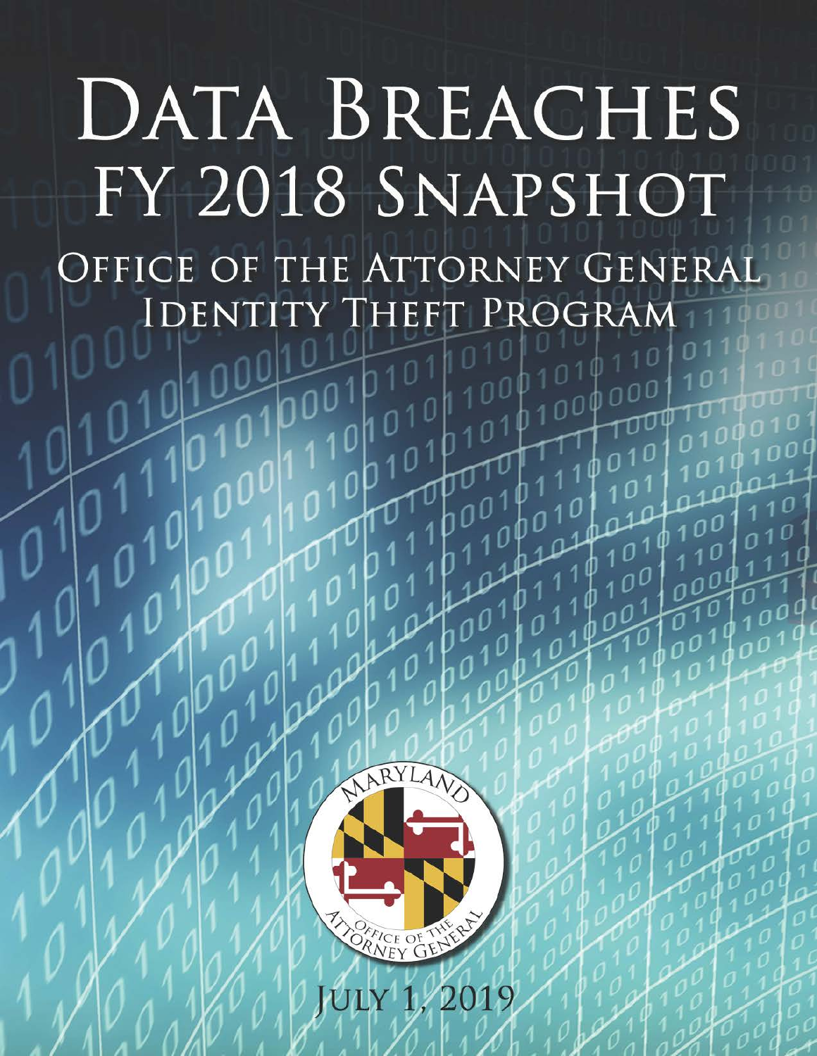# Data Breaches FY 2018 Snapshot

## Office of the Attorney General Identity Theft Program

July 1, 2019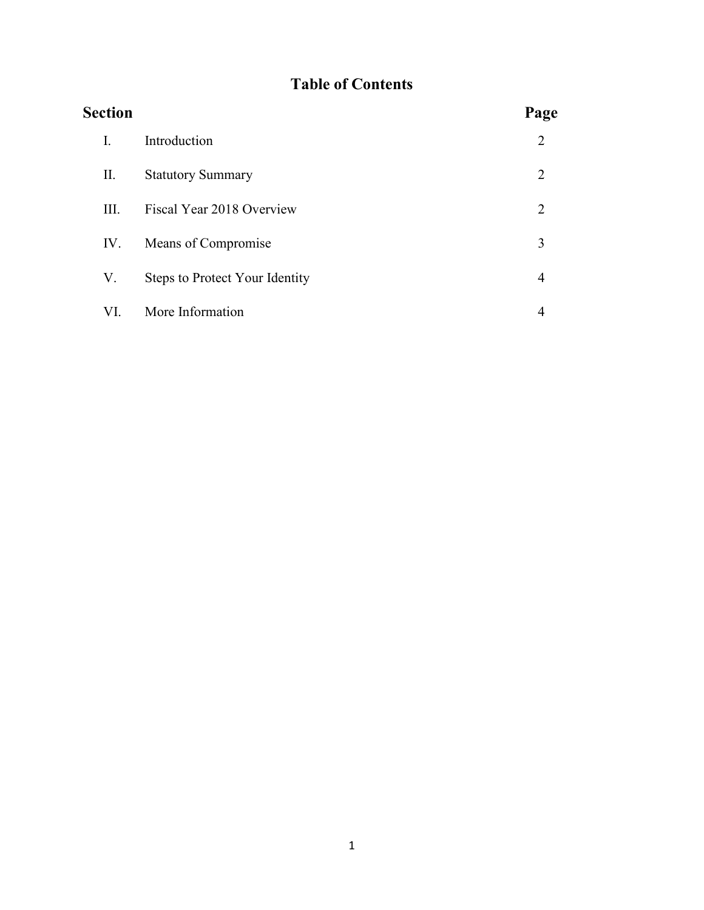# Table of Contents

| Section | | Page |
|---|---|---|
| I. | Introduction | 2 |
| II. | Statutory Summary | 2 |
| III. | Fiscal Year 2018 Overview | 2 |
| IV. | Means of Compromise | 3 |
| V. | Steps to Protect Your Identity | 4 |
| VI. | More Information | 4 |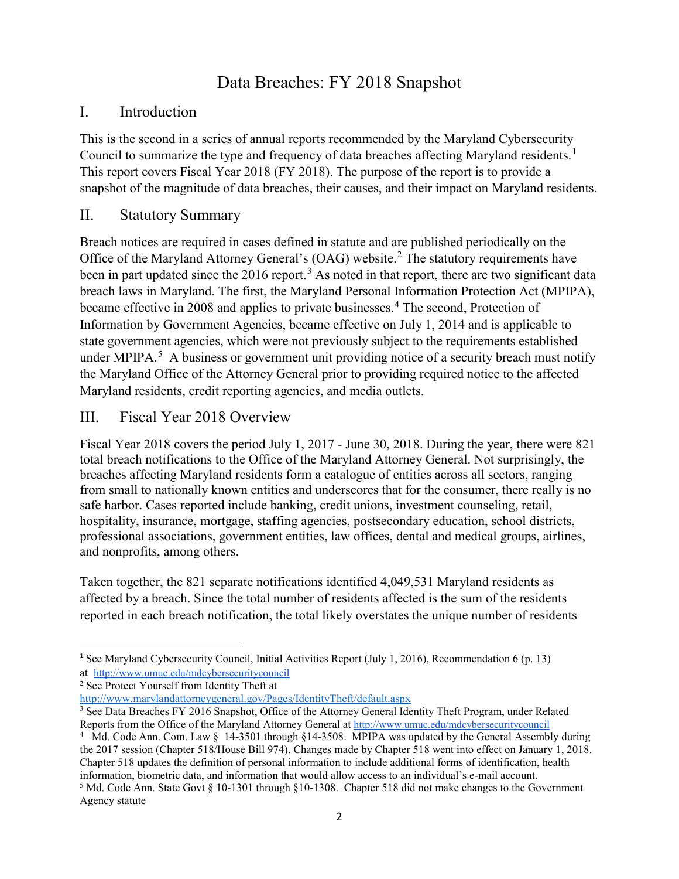# Data Breaches: FY 2018 Snapshot

## I. Introduction

This is the second in a series of annual reports recommended by the Maryland Cybersecurity Council to summarize the type and frequency of data breaches affecting Maryland residents.[1] This report covers Fiscal Year 2018 (FY 2018). The purpose of the report is to provide a snapshot of the magnitude of data breaches, their causes, and their impact on Maryland residents.

## II. Statutory Summary

Breach notices are required in cases defined in statute and are published periodically on the Office of the Maryland Attorney General's (OAG) website.[2] The statutory requirements have been in part updated since the 2016 report.[3] As noted in that report, there are two significant data breach laws in Maryland. The first, the Maryland Personal Information Protection Act (MPIPA), became effective in 2008 and applies to private businesses.[4] The second, Protection of Information by Government Agencies, became effective on July 1, 2014 and is applicable to state government agencies, which were not previously subject to the requirements established under MPIPA.[5] A business or government unit providing notice of a security breach must notify the Maryland Office of the Attorney General prior to providing required notice to the affected Maryland residents, credit reporting agencies, and media outlets.

## III. Fiscal Year 2018 Overview

Fiscal Year 2018 covers the period July 1, 2017 - June 30, 2018. During the year, there were 821 total breach notifications to the Office of the Maryland Attorney General. Not surprisingly, the breaches affecting Maryland residents form a catalogue of entities across all sectors, ranging from small to nationally known entities and underscores that for the consumer, there really is no safe harbor. Cases reported include banking, credit unions, investment counseling, retail, hospitality, insurance, mortgage, staffing agencies, postsecondary education, school districts, professional associations, government entities, law offices, dental and medical groups, airlines, and nonprofits, among others.

Taken together, the 821 separate notifications identified 4,049,531 Maryland residents as affected by a breach. Since the total number of residents affected is the sum of the residents reported in each breach notification, the total likely overstates the unique number of residents

---

[1] See Maryland Cybersecurity Council, Initial Activities Report (July 1, 2016), Recommendation 6 (p. 13) at http://www.umuc.edu/mdcybersecuritycouncil

[2] See Protect Yourself from Identity Theft at http://www.marylandattorneygeneral.gov/Pages/IdentityTheft/default.aspx

[3] See Data Breaches FY 2016 Snapshot, Office of the Attorney General Identity Theft Program, under Related Reports from the Office of the Maryland Attorney General at http://www.umuc.edu/mdcybersecuritycouncil

[4] Md. Code Ann. Com. Law § 14-3501 through §14-3508. MPIPA was updated by the General Assembly during the 2017 session (Chapter 518/House Bill 974). Changes made by Chapter 518 went into effect on January 1, 2018. Chapter 518 updates the definition of personal information to include additional forms of identification, health information, biometric data, and information that would allow access to an individual's e-mail account.

[5] Md. Code Ann. State Govt § 10-1301 through §10-1308. Chapter 518 did not make changes to the Government Agency statute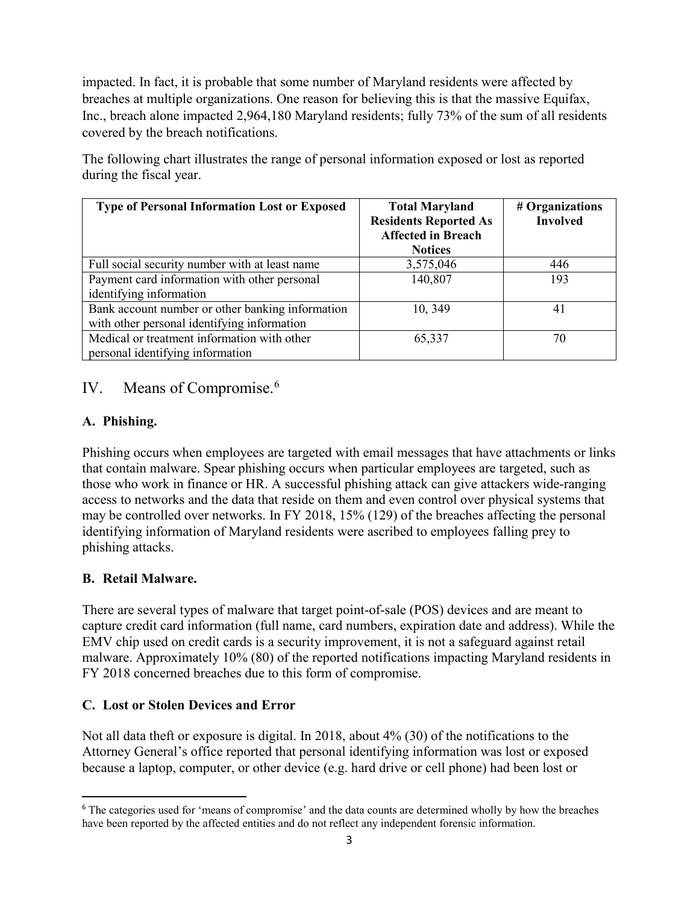impacted. In fact, it is probable that some number of Maryland residents were affected by breaches at multiple organizations. One reason for believing this is that the massive Equifax, Inc., breach alone impacted 2,964,180 Maryland residents; fully 73% of the sum of all residents covered by the breach notifications.

The following chart illustrates the range of personal information exposed or lost as reported during the fiscal year.

| Type of Personal Information Lost or Exposed | Total Maryland Residents Reported As Affected in Breach Notices | # Organizations Involved |
|---|---|---|
| Full social security number with at least name | 3,575,046 | 446 |
| Payment card information with other personal identifying information | 140,807 | 193 |
| Bank account number or other banking information with other personal identifying information | 10, 349 | 41 |
| Medical or treatment information with other personal identifying information | 65,337 | 70 |

## IV. Means of Compromise.[6]

### A. Phishing.

Phishing occurs when employees are targeted with email messages that have attachments or links that contain malware. Spear phishing occurs when particular employees are targeted, such as those who work in finance or HR. A successful phishing attack can give attackers wide-ranging access to networks and the data that reside on them and even control over physical systems that may be controlled over networks. In FY 2018, 15% (129) of the breaches affecting the personal identifying information of Maryland residents were ascribed to employees falling prey to phishing attacks.

### B. Retail Malware.

There are several types of malware that target point-of-sale (POS) devices and are meant to capture credit card information (full name, card numbers, expiration date and address). While the EMV chip used on credit cards is a security improvement, it is not a safeguard against retail malware. Approximately 10% (80) of the reported notifications impacting Maryland residents in FY 2018 concerned breaches due to this form of compromise.

### C. Lost or Stolen Devices and Error

Not all data theft or exposure is digital. In 2018, about 4% (30) of the notifications to the Attorney General's office reported that personal identifying information was lost or exposed because a laptop, computer, or other device (e.g. hard drive or cell phone) had been lost or

[6] The categories used for 'means of compromise' and the data counts are determined wholly by how the breaches have been reported by the affected entities and do not reflect any independent forensic information.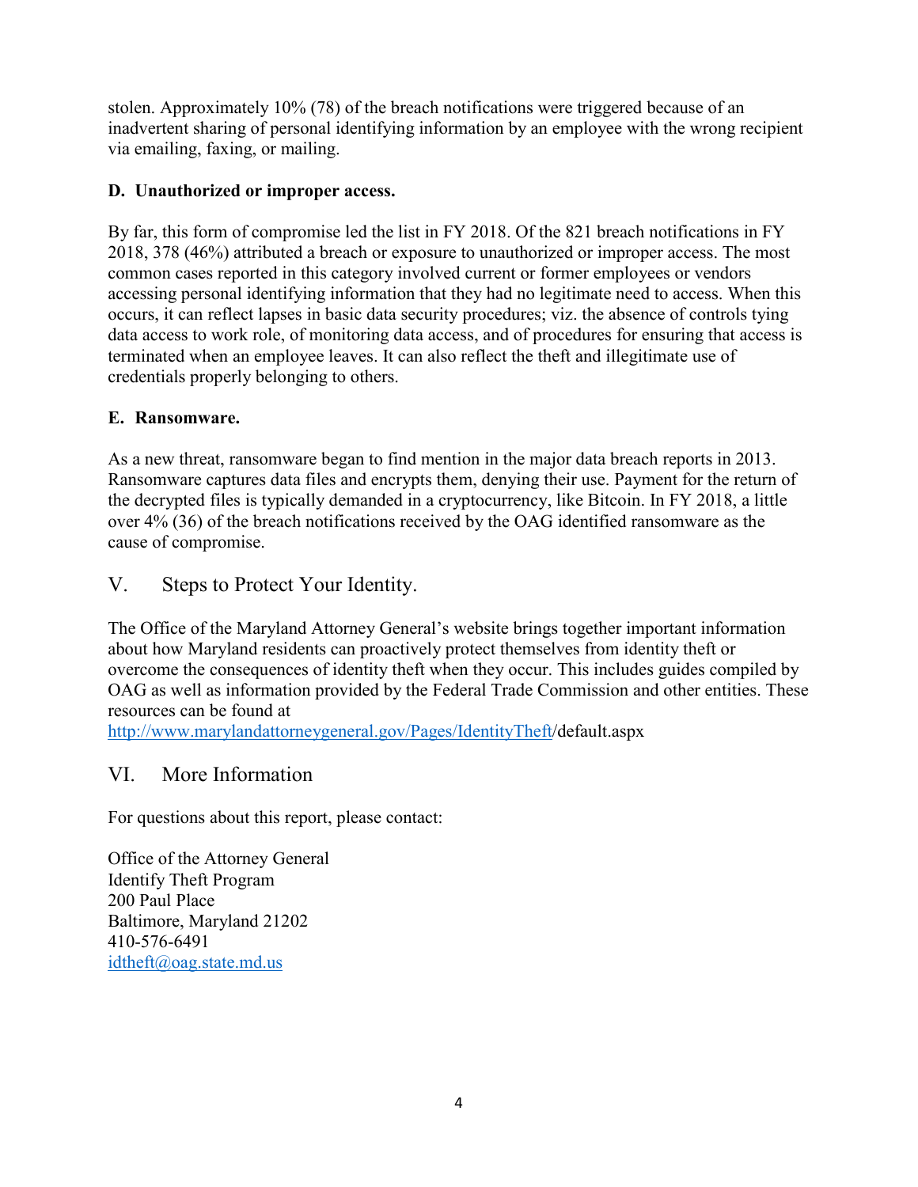stolen. Approximately 10% (78) of the breach notifications were triggered because of an inadvertent sharing of personal identifying information by an employee with the wrong recipient via emailing, faxing, or mailing.

**D. Unauthorized or improper access.**

By far, this form of compromise led the list in FY 2018. Of the 821 breach notifications in FY 2018, 378 (46%) attributed a breach or exposure to unauthorized or improper access. The most common cases reported in this category involved current or former employees or vendors accessing personal identifying information that they had no legitimate need to access. When this occurs, it can reflect lapses in basic data security procedures; viz. the absence of controls tying data access to work role, of monitoring data access, and of procedures for ensuring that access is terminated when an employee leaves. It can also reflect the theft and illegitimate use of credentials properly belonging to others.

**E. Ransomware.**

As a new threat, ransomware began to find mention in the major data breach reports in 2013. Ransomware captures data files and encrypts them, denying their use. Payment for the return of the decrypted files is typically demanded in a cryptocurrency, like Bitcoin. In FY 2018, a little over 4% (36) of the breach notifications received by the OAG identified ransomware as the cause of compromise.

## V. Steps to Protect Your Identity.

The Office of the Maryland Attorney General's website brings together important information about how Maryland residents can proactively protect themselves from identity theft or overcome the consequences of identity theft when they occur. This includes guides compiled by OAG as well as information provided by the Federal Trade Commission and other entities. These resources can be found at
http://www.marylandattorneygeneral.gov/Pages/IdentityTheft/default.aspx

## VI. More Information

For questions about this report, please contact:

Office of the Attorney General
Identify Theft Program
200 Paul Place
Baltimore, Maryland 21202
410-576-6491
idtheft@oag.state.md.us